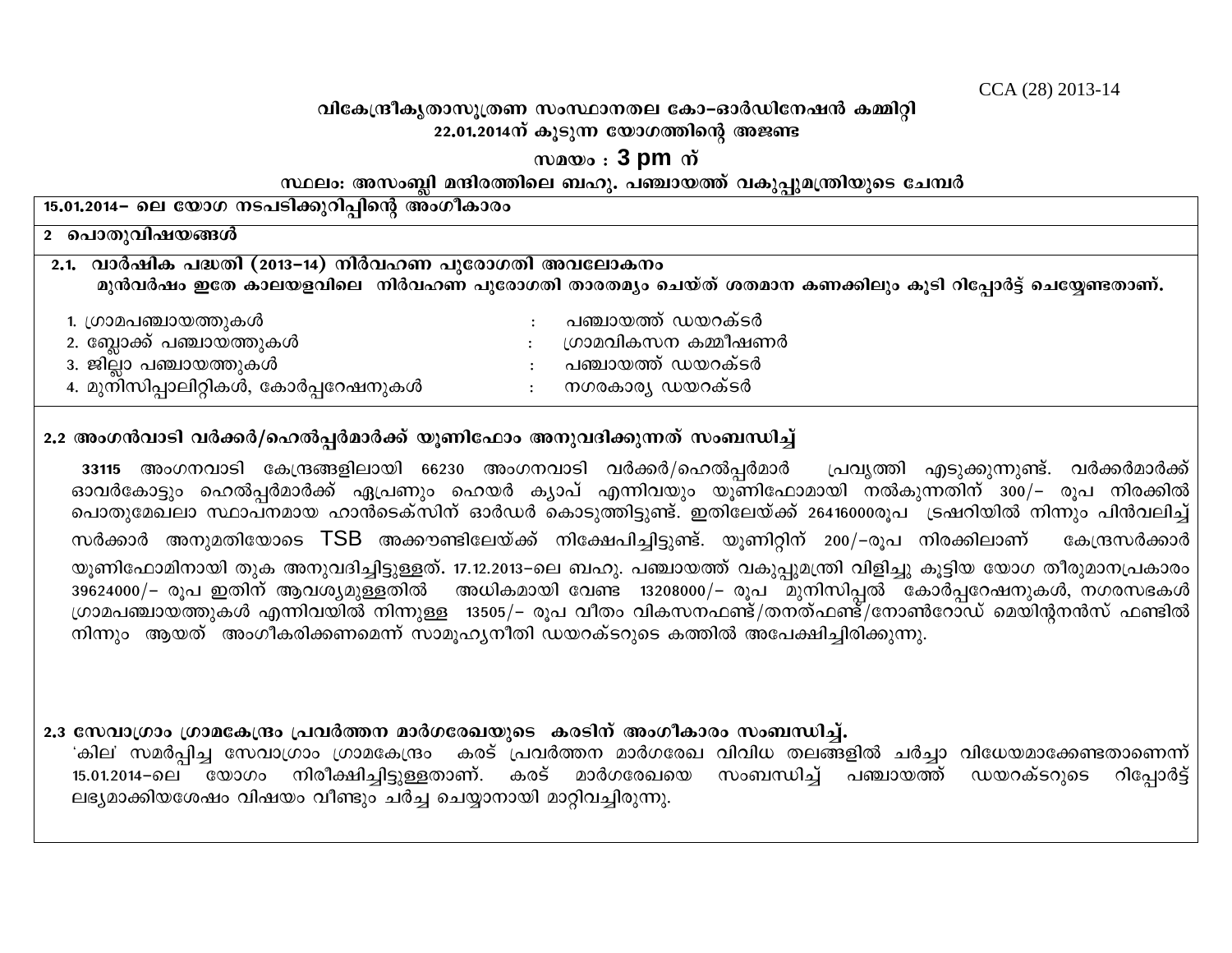CCA (28) 2013-14

**വികേന്ദ്രീകൃതാസൂത്രണ സംസ്ഥാനതല കോ–ഓർഡിനേഷൻ കമ്മിറ്റി**
**22.01.2014ന് കൂടുന്ന യോഗത്തിന്റെ അജണ്ട**
**സമയം : 3 pm ന്**
**സ്ഥലം: അസംബ്ലി മന്ദിരത്തിലെ ബഹു. പഞ്ചായത്ത് വകുപ്പുമന്ത്രിയുടെ ചേമ്പർ**

**15.01.2014– ലെ യോഗ നടപടിക്കുറിപ്പിന്റെ അംഗീകാരം**

**2 പൊതുവിഷയങ്ങൾ**

**2.1. വാർഷിക പദ്ധതി (2013–14) നിർവഹണ പുരോഗതി അവലോകനം**
**മുൻവർഷം ഇതേ കാലയളവിലെ നിർവഹണ പുരോഗതി താരതമ്യം ചെയ്ത് ശതമാന കണക്കിലും കൂടി റിപ്പോർട്ട് ചെയ്യേണ്ടതാണ്.**

1. ഗ്രാമപഞ്ചായത്തുകൾ : പഞ്ചായത്ത് ഡയറക്ടർ
2. ബ്ലോക്ക് പഞ്ചായത്തുകൾ : ഗ്രാമവികസന കമ്മീഷണർ
3. ജില്ലാ പഞ്ചായത്തുകൾ : പഞ്ചായത്ത് ഡയറക്ടർ
4. മുനിസിപ്പാലിറ്റികൾ, കോർപ്പറേഷനുകൾ : നഗരകാര്യ ഡയറക്ടർ

**2.2 അംഗൻവാടി വർക്കർ/ഹെൽപ്പർമാർക്ക് യൂണിഫോം അനുവദിക്കുന്നത് സംബന്ധിച്ച്**

33115 അംഗനവാടി കേന്ദ്രങ്ങളിലായി 66230 അംഗനവാടി വർക്കർ/ഹെൽപ്പർമാർ പ്രവൃത്തി എടുക്കുന്നുണ്ട്. വർക്കർമാർക്ക് ഓവർകോട്ടും ഹെൽപ്പർമാർക്ക് ഏപ്രണും ഹെയർ ക്യാപ് എന്നിവയും യൂണിഫോമായി നൽകുന്നതിന് 300/– രൂപ നിരക്കിൽ പൊതുമേഖലാ സ്ഥാപനമായ ഹാൻടെക്സിന് ഓർഡർ കൊടുത്തിട്ടുണ്ട്. ഇതിലേയ്ക്ക് 26416000രൂപ ട്രഷറിയിൽ നിന്നും പിൻവലിച്ച് സർക്കാർ അനുമതിയോടെ TSB അക്കൗണ്ടിലേയ്ക്ക് നിക്ഷേപിച്ചിട്ടുണ്ട്. യൂണിറ്റിന് 200/–രൂപ നിരക്കിലാണ് കേന്ദ്രസർക്കാർ യൂണിഫോമിനായി തുക അനുവദിച്ചിട്ടുള്ളത്. 17.12.2013–ലെ ബഹു. പഞ്ചായത്ത് വകുപ്പുമന്ത്രി വിളിച്ചു കൂട്ടിയ യോഗ തീരുമാനപ്രകാരം 39624000/– രൂപ ഇതിന് ആവശ്യമുള്ളതിൽ അധികമായി വേണ്ട 13208000/– രൂപ മുനിസിപ്പൽ കോർപ്പറേഷനുകൾ, നഗരസഭകൾ ഗ്രാമപഞ്ചായത്തുകൾ എന്നിവയിൽ നിന്നുള്ള 13505/– രൂപ വീതം വികസനഫണ്ട്/തനത്ഫണ്ട്/നോൺറോഡ് മെയിന്റനൻസ് ഫണ്ടിൽ നിന്നും ആയത് അംഗീകരിക്കണമെന്ന് സാമൂഹ്യനീതി ഡയറക്ടറുടെ കത്തിൽ അപേക്ഷിച്ചിരിക്കുന്നു.

**2.3 സേവാഗ്രാം ഗ്രാമകേന്ദ്രം പ്രവർത്തന മാർഗരേഖയുടെ കരടിന് അംഗീകാരം സംബന്ധിച്ച്.**

'കില' സമർപ്പിച്ച സേവാഗ്രാം ഗ്രാമകേന്ദ്രം കരട് പ്രവർത്തന മാർഗരേഖ വിവിധ തലങ്ങളിൽ ചർച്ചാ വിധേയമാക്കേണ്ടതാണെന്ന് 15.01.2014–ലെ യോഗം നിരീക്ഷിച്ചിട്ടുള്ളതാണ്. കരട് മാർഗരേഖയെ സംബന്ധിച്ച് പഞ്ചായത്ത് ഡയറക്ടറുടെ റിപ്പോർട്ട് ലഭ്യമാക്കിയശേഷം വിഷയം വീണ്ടും ചർച്ച ചെയ്യാനായി മാറ്റിവച്ചിരുന്നു.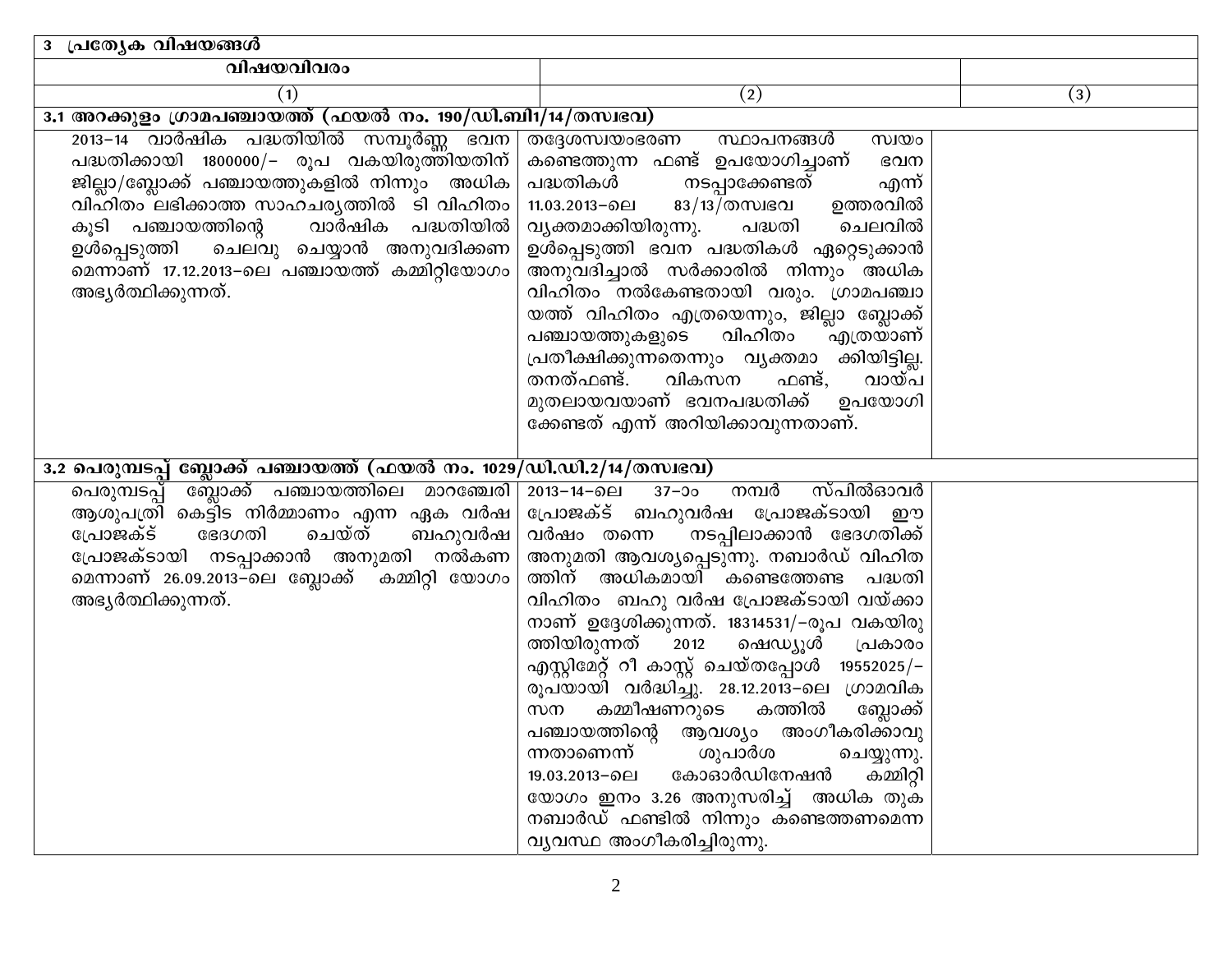| 3 പ്രത്യേക വിഷയങ്ങൾ | | |
|---|---|---|
| വിഷയവിവരം | | |
| (1) | (2) | (3) |
| **3.1 അറക്കുളം ഗ്രാമപഞ്ചായത്ത് (ഫയൽ നം. 190/ഡി.ബി1/14/തസ്വഭവ)** | | |
| 2013–14 വാർഷിക പദ്ധതിയിൽ സമ്പൂർണ്ണ ഭവന പദ്ധതിക്കായി 1800000/– രൂപ വകയിരുത്തിയതിന് ജില്ലാ/ബ്ലോക്ക് പഞ്ചായത്തുകളിൽ നിന്നും അധിക വിഹിതം ലഭിക്കാത്ത സാഹചര്യത്തിൽ ടി വിഹിതം കൂടി പഞ്ചായത്തിന്റെ വാർഷിക പദ്ധതിയിൽ ഉൾപ്പെടുത്തി ചെലവു ചെയ്യാൻ അനുവദിക്കണമെന്നാണ് 17.12.2013–ലെ പഞ്ചായത്ത് കമ്മിറ്റിയോഗം അഭ്യർത്ഥിക്കുന്നത്. | തദ്ദേശസ്വയംഭരണ സ്ഥാപനങ്ങൾ സ്വയം കണ്ടെത്തുന്ന ഫണ്ട് ഉപയോഗിച്ചാണ് ഭവന പദ്ധതികൾ നടപ്പാക്കേണ്ടത് എന്ന് 11.03.2013–ലെ 83/13/തസ്വഭവ ഉത്തരവിൽ വ്യക്തമാക്കിയിരുന്നു. പദ്ധതി ചെലവിൽ ഉൾപ്പെടുത്തി ഭവന പദ്ധതികൾ ഏറ്റെടുക്കാൻ അനുവദിച്ചാൽ സർക്കാരിൽ നിന്നും അധിക വിഹിതം നൽകേണ്ടതായി വരും. ഗ്രാമപഞ്ചായത്ത് വിഹിതം എത്രയെന്നും, ജില്ലാ ബ്ലോക്ക് പഞ്ചായത്തുകളുടെ വിഹിതം എത്രയാണ് പ്രതീക്ഷിക്കുന്നതെന്നും വ്യക്തമാക്കിയിട്ടില്ല. തനത്ഫണ്ട്. വികസന ഫണ്ട്, വായ്പ മുതലായവയാണ് ഭവനപദ്ധതിക്ക് ഉപയോഗിക്കേണ്ടത് എന്ന് അറിയിക്കാവുന്നതാണ്. | |
| **3.2 പെരുമ്പടപ്പ് ബ്ലോക്ക് പഞ്ചായത്ത് (ഫയൽ നം. 1029/ഡി.ഡി.2/14/തസ്വഭവ)** | | |
| പെരുമ്പടപ്പ് ബ്ലോക്ക് പഞ്ചായത്തിലെ മാറഞ്ചേരി ആശുപത്രി കെട്ടിട നിർമ്മാണം എന്ന ഏക വർഷ പ്രോജക്ട് ഭേദഗതി ചെയ്ത് ബഹുവർഷ പ്രോജക്ടായി നടപ്പാക്കാൻ അനുമതി നൽകണമെന്നാണ് 26.09.2013–ലെ ബ്ലോക്ക് കമ്മിറ്റി യോഗം അഭ്യർത്ഥിക്കുന്നത്. | 2013–14–ലെ 37–ാം നമ്പർ സ്പിൽഓവർ പ്രോജക്ട് ബഹുവർഷ പ്രോജക്ടായി ഈ വർഷം തന്നെ നടപ്പിലാക്കാൻ ഭേദഗതിക്ക് അനുമതി ആവശ്യപ്പെടുന്നു. നബാർഡ് വിഹിതത്തിന് അധികമായി കണ്ടെത്തേണ്ട പദ്ധതി വിഹിതം ബഹു വർഷ പ്രോജക്ടായി വയ്ക്കാനാണ് ഉദ്ദേശിക്കുന്നത്. 18314531/–രൂപ വകയിരുത്തിയിരുന്നത് 2012 ഷെഡ്യൂൾ പ്രകാരം എസ്റ്റിമേറ്റ് റീ കാസ്റ്റ് ചെയ്തപ്പോൾ 19552025/– രൂപയായി വർദ്ധിച്ചു. 28.12.2013–ലെ ഗ്രാമവികസന കമ്മീഷണറുടെ കത്തിൽ ബ്ലോക്ക് പഞ്ചായത്തിന്റെ ആവശ്യം അംഗീകരിക്കാവുന്നതാണെന്ന് ശുപാർശ ചെയ്യുന്നു. 19.03.2013–ലെ കോഓർഡിനേഷൻ കമ്മിറ്റി യോഗം ഇനം 3.26 അനുസരിച്ച് അധിക തുക നബാർഡ് ഫണ്ടിൽ നിന്നും കണ്ടെത്തണമെന്ന വ്യവസ്ഥ അംഗീകരിച്ചിരുന്നു. | |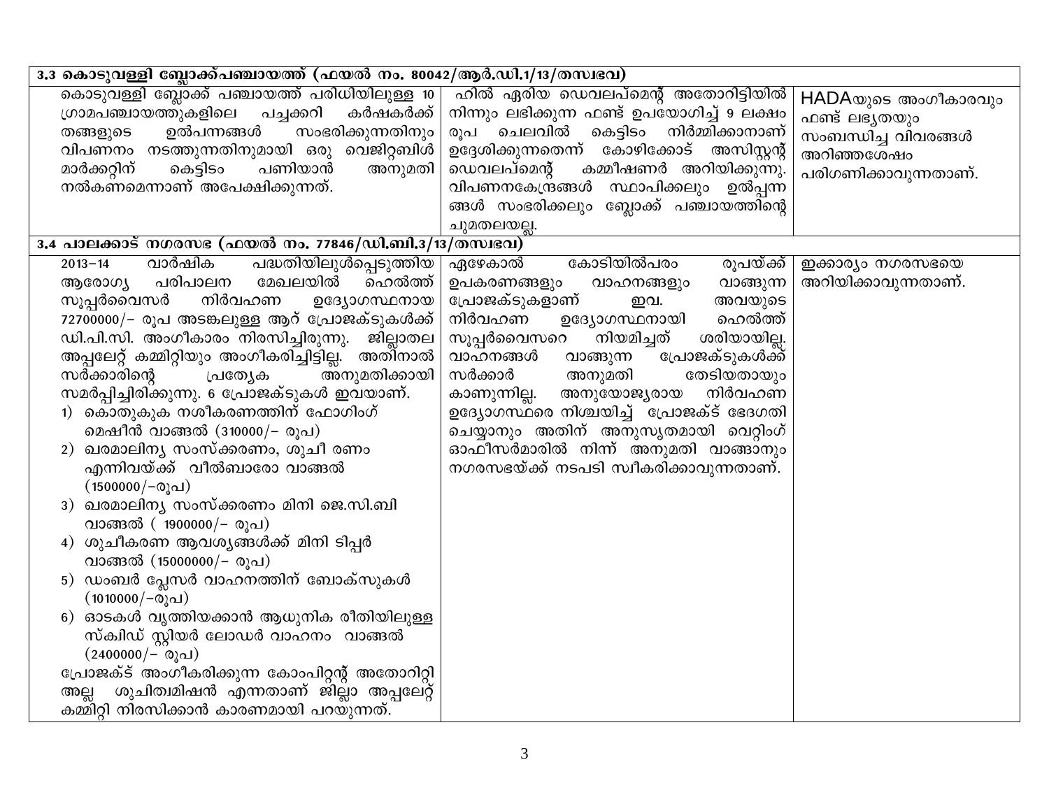| 3.3 കൊടുവള്ളി ബ്ലോക്ക്പഞ്ചായത്ത് (ഫയൽ നം. 80042/ആർ.ഡി.1/13/തസ്വഭവ) | | |
|---|---|---|
| കൊടുവള്ളി ബ്ലോക്ക് പഞ്ചായത്ത് പരിധിയിലുള്ള 10 ഗ്രാമപഞ്ചായത്തുകളിലെ പച്ചക്കറി കർഷകർക്ക് തങ്ങളുടെ ഉൽപന്നങ്ങൾ സംഭരിക്കുന്നതിനും വിപണനം നടത്തുന്നതിനുമായി ഒരു വെജിറ്റബിൾ മാർക്കറ്റിന് കെട്ടിടം പണിയാൻ അനുമതി നൽകണമെന്നാണ് അപേക്ഷിക്കുന്നത്. | ഹിൽ ഏരിയ ഡെവലപ്മെന്റ് അതോറിട്ടിയിൽ നിന്നും ലഭിക്കുന്ന ഫണ്ട് ഉപയോഗിച്ച് 9 ലക്ഷം രൂപ ചെലവിൽ കെട്ടിടം നിർമ്മിക്കാനാണ് ഉദ്ദേശിക്കുന്നതെന്ന് കോഴിക്കോട് അസിസ്റ്റന്റ് ഡെവലപ്മെന്റ് കമ്മീഷണർ അറിയിക്കുന്നു. വിപണനകേന്ദ്രങ്ങൾ സ്ഥാപിക്കലും ഉൽപ്പന്നങ്ങൾ സംഭരിക്കലും ബ്ലോക്ക് പഞ്ചായത്തിന്റെ ചുമതലയല്ല. | HADAയുടെ അംഗീകാരവും ഫണ്ട് ലഭ്യതയും സംബന്ധിച്ച വിവരങ്ങൾ അറിഞ്ഞശേഷം പരിഗണിക്കാവുന്നതാണ്. |
| **3.4 പാലക്കാട് നഗരസഭ (ഫയൽ നം. 77846/ഡി.ബി.3/13/തസ്വഭവ)** | | |
| 2013–14 വാർഷിക പദ്ധതിയിലുൾപ്പെടുത്തിയ ആരോഗ്യ പരിപാലന മേഖലയിൽ ഹെൽത്ത് സൂപ്പർവൈസർ നിർവഹണ ഉദ്യോഗസ്ഥനായ 72700000/– രൂപ അടങ്കലുള്ള ആറ് പ്രോജക്ടുകൾക്ക് ഡി.പി.സി. അംഗീകാരം നിരസിച്ചിരുന്നു. ജില്ലാതല അപ്പലേറ്റ് കമ്മിറ്റിയും അംഗീകരിച്ചിട്ടില്ല. അതിനാൽ സർക്കാരിന്റെ പ്രത്യേക അനുമതിക്കായി സമർപ്പിച്ചിരിക്കുന്നു. 6 പ്രോജക്ടുകൾ ഇവയാണ്.<br>1) കൊതുകുക നശീകരണത്തിന് ഫോഗിംഗ് മെഷീൻ വാങ്ങൽ (310000/– രൂപ)<br>2) ഖരമാലിന്യ സംസ്ക്കരണം, ശുചീ രണം എന്നിവയ്ക്ക് വീൽബാരോ വാങ്ങൽ (1500000/–രൂപ)<br>3) ഖരമാലിന്യ സംസ്ക്കരണം മിനി ജെ.സി.ബി വാങ്ങൽ ( 1900000/– രൂപ)<br>4) ശുചീകരണ ആവശ്യങ്ങൾക്ക് മിനി ടിപ്പർ വാങ്ങൽ (15000000/– രൂപ)<br>5) ഡംബർ പ്ലേസർ വാഹനത്തിന് ബോക്സുകൾ (1010000/–രൂപ)<br>6) ഓടകൾ വൃത്തിയക്കാൻ ആധുനിക രീതിയിലുള്ള സ്കിഡ് സ്റ്റിയർ ലോഡർ വാഹനം വാങ്ങൽ (2400000/– രൂപ)<br>പ്രോജക്ട് അംഗീകരിക്കുന്ന കോംപിറ്റന്റ് അതോറിറ്റി അല്ല ശുചിത്വമിഷൻ എന്നതാണ് ജില്ലാ അപ്പലേറ്റ് കമ്മിറ്റി നിരസിക്കാൻ കാരണമായി പറയുന്നത്. | ഏഴേകാൽ കോടിയിൽപരം രൂപയ്ക്ക് ഉപകരണങ്ങളും വാഹനങ്ങളും വാങ്ങുന്ന പ്രോജക്ടുകളാണ് ഇവ. അവയുടെ നിർവഹണ ഉദ്യോഗസ്ഥനായി ഹെൽത്ത് സൂപ്പർവൈസറെ നിയമിച്ചത് ശരിയായില്ല. വാഹനങ്ങൾ വാങ്ങുന്ന പ്രോജക്ടുകൾക്ക് സർക്കാർ അനുമതി തേടിയതായും കാണുന്നില്ല. അനുയോജ്യരായ നിർവഹണ ഉദ്യോഗസ്ഥരെ നിശ്ചയിച്ച് പ്രോജക്ട് ഭേദഗതി ചെയ്യാനും അതിന് അനുസൃതമായി വെറ്റിംഗ് ഓഫീസർമാരിൽ നിന്ന് അനുമതി വാങ്ങാനും നഗരസഭയ്ക്ക് നടപടി സ്വീകരിക്കാവുന്നതാണ്. | ഇക്കാര്യം നഗരസഭയെ അറിയിക്കാവുന്നതാണ്. |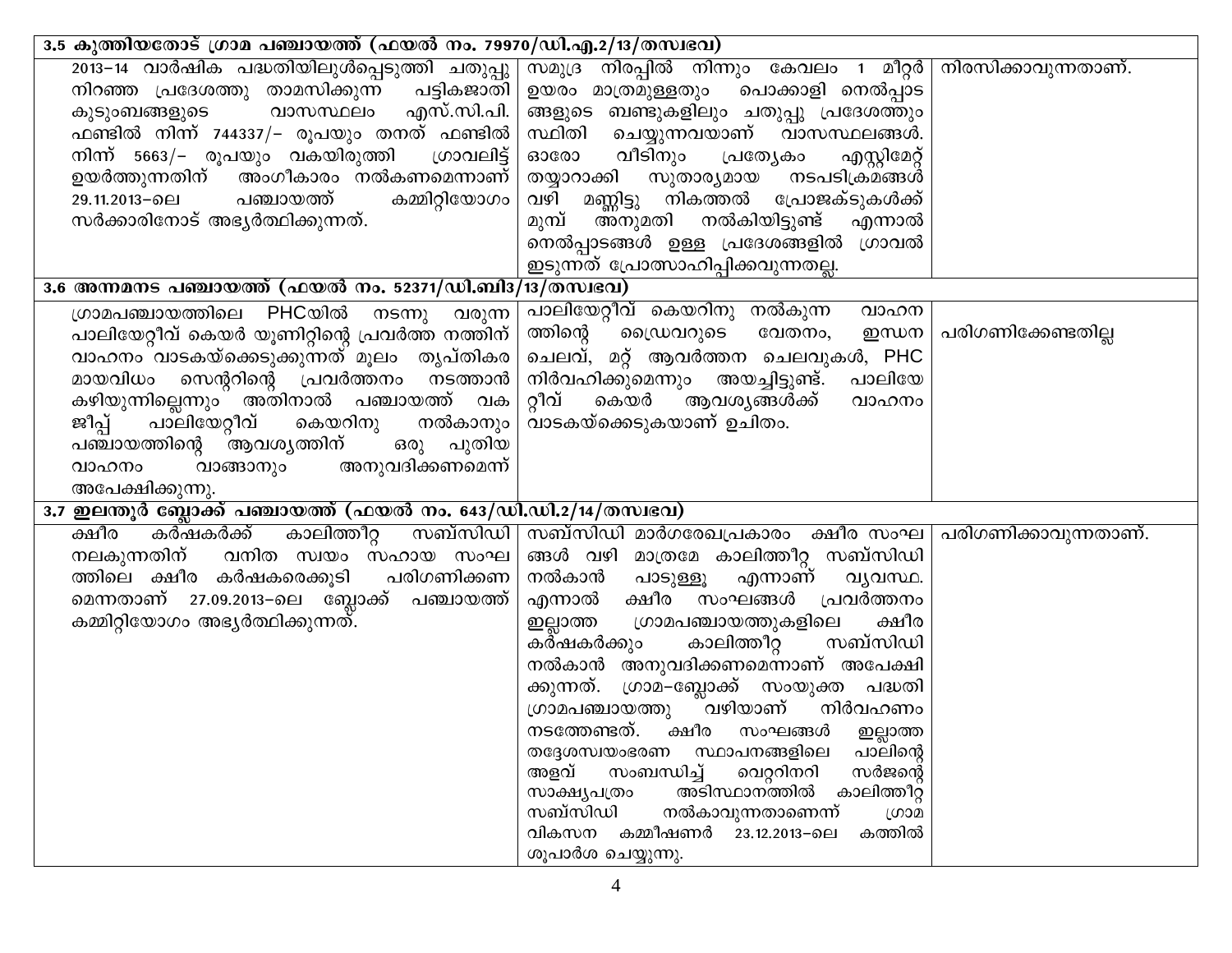| 3.5 കുത്തിയതോട് ഗ്രാമ പഞ്ചായത്ത് (ഫയൽ നം. 79970/ഡി.എ.2/13/തസ്വഭവ) | | |
|---|---|---|
| 2013–14 വാർഷിക പദ്ധതിയിലുൾപ്പെടുത്തി ചതുപ്പു നിറഞ്ഞ പ്രദേശത്തു താമസിക്കുന്ന പട്ടികജാതി കുടുംബങ്ങളുടെ വാസസ്ഥലം എസ്.സി.പി. ഫണ്ടിൽ നിന്ന് 744337/– രൂപയും തനത് ഫണ്ടിൽ നിന്ന് 5663/– രൂപയും വകയിരുത്തി ഗ്രാവലിട്ട് ഉയർത്തുന്നതിന് അംഗീകാരം നൽകണമെന്നാണ് 29.11.2013–ലെ പഞ്ചായത്ത് കമ്മിറ്റിയോഗം സർക്കാരിനോട് അഭ്യർത്ഥിക്കുന്നത്. | സമുദ്ര നിരപ്പിൽ നിന്നും കേവലം 1 മീറ്റർ ഉയരം മാത്രമുള്ളതും പൊക്കാളി നെൽപ്പാട ങ്ങളുടെ ബണ്ടുകളിലും ചതുപ്പു പ്രദേശത്തും സ്ഥിതി ചെയ്യുന്നവയാണ് വാസസ്ഥലങ്ങൾ. ഓരോ വീടിനും പ്രത്യേകം എസ്റ്റിമേറ്റ് തയ്യാറാക്കി സുതാര്യമായ നടപടിക്രമങ്ങൾ വഴി മണ്ണിട്ടു നികത്തൽ പ്രോജക്ടുകൾക്ക് മുമ്പ് അനുമതി നൽകിയിട്ടുണ്ട് എന്നാൽ നെൽപ്പാടങ്ങൾ ഉള്ള പ്രദേശങ്ങളിൽ ഗ്രാവൽ ഇടുന്നത് പ്രോത്സാഹിപ്പിക്കാവുന്നതല്ല. | നിരസിക്കാവുന്നതാണ്. |
| **3.6 അന്നമനട പഞ്ചായത്ത് (ഫയൽ നം. 52371/ഡി.ബി3/13/തസ്വഭവ)** | | |
| ഗ്രാമപഞ്ചായത്തിലെ PHCയിൽ നടന്നു വരുന്ന പാലിയേറ്റീവ് കെയർ യൂണിറ്റിന്റെ പ്രവർത്ത നത്തിന് വാഹനം വാടകയ്ക്കെടുക്കുന്നത് മൂലം തൃപ്തികര മായവിധം സെന്ററിന്റെ പ്രവർത്തനം നടത്താൻ കഴിയുന്നില്ലെന്നും അതിനാൽ പഞ്ചായത്ത് വക ജീപ്പ് പാലിയേറ്റീവ് കെയറിനു നൽകാനും പഞ്ചായത്തിന്റെ ആവശ്യത്തിന് ഒരു പുതിയ വാഹനം വാങ്ങാനും അനുവദിക്കണമെന്ന് അപേക്ഷിക്കുന്നു. | പാലിയേറ്റീവ് കെയറിനു നൽകുന്ന വാഹന ത്തിന്റെ ഡ്രൈവറുടെ വേതനം, ഇന്ധന ചെലവ്, മറ്റ് ആവർത്തന ചെലവുകൾ, PHC നിർവഹിക്കുമെന്നും അയച്ചിട്ടുണ്ട്. പാലിയേ റ്റീവ് കെയർ ആവശ്യങ്ങൾക്ക് വാഹനം വാടകയ്ക്കെടുകയാണ് ഉചിതം. | പരിഗണിക്കേണ്ടതില്ല |
| **3.7 ഇലന്തൂർ ബ്ലോക്ക് പഞ്ചായത്ത് (ഫയൽ നം. 643/ഡി.ഡി.2/14/തസ്വഭവ)** | | |
| ക്ഷീര കർഷകർക്ക് കാലിത്തീറ്റ സബ്സിഡി നലകുന്നതിന് വനിത സ്വയം സഹായ സംഘ ത്തിലെ ക്ഷീര കർഷകരെക്കൂടി പരിഗണിക്കണ മെന്നതാണ് 27.09.2013–ലെ ബ്ലോക്ക് പഞ്ചായത്ത് കമ്മിറ്റിയോഗം അഭ്യർത്ഥിക്കുന്നത്. | സബ്സിഡി മാർഗരേഖപ്രകാരം ക്ഷീര സംഘ ങ്ങൾ വഴി മാത്രമേ കാലിത്തീറ്റ സബ്സിഡി നൽകാൻ പാടുള്ളൂ എന്നാണ് വ്യവസ്ഥ. എന്നാൽ ക്ഷീര സംഘങ്ങൾ പ്രവർത്തനം ഇല്ലാത്ത ഗ്രാമപഞ്ചായത്തുകളിലെ ക്ഷീര കർഷകർക്കും കാലിത്തീറ്റ സബ്സിഡി നൽകാൻ അനുവദിക്കണമെന്നാണ് അപേക്ഷി ക്കുന്നത്. ഗ്രാമ–ബ്ലോക്ക് സംയുക്ത പദ്ധതി ഗ്രാമപഞ്ചായത്തു വഴിയാണ് നിർവഹണം നടത്തേണ്ടത്. ക്ഷീര സംഘങ്ങൾ ഇല്ലാത്ത തദ്ദേശസ്വയംഭരണ സ്ഥാപനങ്ങളിലെ പാലിന്റെ അളവ് സംബന്ധിച്ച് വെറ്ററിനറി സർജന്റെ സാക്ഷ്യപത്രം അടിസ്ഥാനത്തിൽ കാലിത്തീറ്റ സബ്സിഡി നൽകാവുന്നതാണെന്ന് ഗ്രാമ വികസന കമ്മീഷണർ 23.12.2013–ലെ കത്തിൽ ശുപാർശ ചെയ്യുന്നു. | പരിഗണിക്കാവുന്നതാണ്. |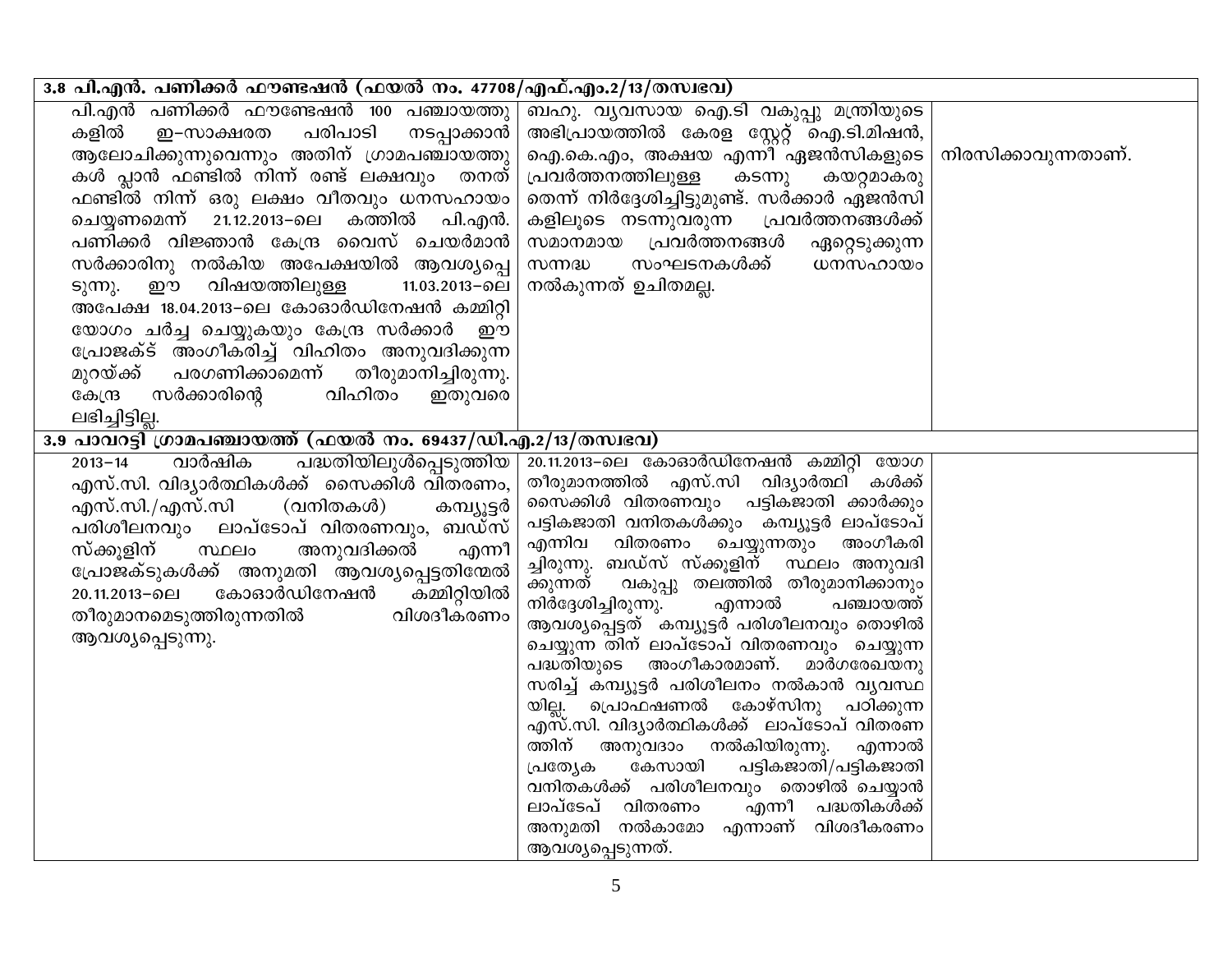| | | |
|---|---|---|
| **3.8 പി.എൻ. പണിക്കർ ഫൗണ്ടഷൻ (ഫയൽ നം. 47708/എഫ്.എം.2/13/തസ്വഭവ)** | | |
| പി.എൻ പണിക്കർ ഫൗണ്ടേഷൻ 100 പഞ്ചായത്തുകളിൽ ഇ–സാക്ഷരത പരിപാടി നടപ്പാക്കാൻ ആലോചിക്കുന്നുവെന്നും അതിന് ഗ്രാമപഞ്ചായത്തുകൾ പ്ലാൻ ഫണ്ടിൽ നിന്ന് രണ്ട് ലക്ഷവും തനത് ഫണ്ടിൽ നിന്ന് ഒരു ലക്ഷം വീതവും ധനസഹായം ചെയ്യണമെന്ന് 21.12.2013–ലെ കത്തിൽ പി.എൻ. പണിക്കർ വിജ്ഞാൻ കേന്ദ്ര വൈസ് ചെയർമാൻ സർക്കാരിനു നൽകിയ അപേക്ഷയിൽ ആവശ്യപ്പെടുന്നു. ഈ വിഷയത്തിലുള്ള 11.03.2013–ലെ അപേക്ഷ 18.04.2013–ലെ കോഓർഡിനേഷൻ കമ്മിറ്റി യോഗം ചർച്ച ചെയ്യുകയും കേന്ദ്ര സർക്കാർ ഈ പ്രോജക്ട് അംഗീകരിച്ച് വിഹിതം അനുവദിക്കുന്ന മുറയ്ക്ക് പരഗണിക്കാമെന്ന് തീരുമാനിച്ചിരുന്നു. കേന്ദ്ര സർക്കാരിന്റെ വിഹിതം ഇതുവരെ ലഭിച്ചിട്ടില്ല. | ബഹു. വ്യവസായ ഐ.ടി വകുപ്പു മന്ത്രിയുടെ അഭിപ്രായത്തിൽ കേരള സ്റ്റേറ്റ് ഐ.ടി.മിഷൻ, ഐ.കെ.എം, അക്ഷയ എന്നീ ഏജൻസികളുടെ പ്രവർത്തനത്തിലുള്ള കടന്നു കയറ്റമാകരുതെന്ന് നിർദ്ദേശിച്ചിട്ടുമുണ്ട്. സർക്കാർ ഏജൻസികളിലൂടെ നടന്നുവരുന്ന പ്രവർത്തനങ്ങൾക്ക് സമാനമായ പ്രവർത്തനങ്ങൾ ഏറ്റെടുക്കുന്ന സന്നദ്ധ സംഘടനകൾക്ക് ധനസഹായം നൽകുന്നത് ഉചിതമല്ല. | നിരസിക്കാവുന്നതാണ്. |
| **3.9 പാവറട്ടി ഗ്രാമപഞ്ചായത്ത് (ഫയൽ നം. 69437/ഡി.എ.2/13/തസ്വഭവ)** | | |
| 2013–14 വാർഷിക പദ്ധതിയിലുൾപ്പെടുത്തിയ എസ്.സി. വിദ്യാർത്ഥികൾക്ക് സൈക്കിൾ വിതരണം, എസ്.സി./എസ്.സി (വനിതകൾ) കമ്പ്യൂട്ടർ പരിശീലനവും ലാപ്ടോപ് വിതരണവും, ബഡ്സ് സ്ക്കൂളിന് സ്ഥലം അനുവദിക്കൽ എന്നീ പ്രോജക്ടുകൾക്ക് അനുമതി ആവശ്യപ്പെട്ടതിന്മേൽ 20.11.2013–ലെ കോഓർഡിനേഷൻ കമ്മിറ്റിയിൽ തീരുമാനമെടുത്തിരുന്നതിൽ വിശദീകരണം ആവശ്യപ്പെടുന്നു. | 20.11.2013–ലെ കോഓർഡിനേഷൻ കമ്മിറ്റി യോഗ തീരുമാനത്തിൽ എസ്.സി വിദ്യാർത്ഥി കൾക്ക് സൈക്കിൾ വിതരണവും പട്ടികജാതി ക്കാർക്കും പട്ടികജാതി വനിതകൾക്കും കമ്പ്യൂട്ടർ ലാപ്ടോപ് എന്നിവ വിതരണം ചെയ്യുന്നതും അംഗീകരിച്ചിരുന്നു. ബഡ്സ് സ്ക്കൂളിന് സ്ഥലം അനുവദിക്കുന്നത് വകുപ്പു തലത്തിൽ തീരുമാനിക്കാനും നിർദ്ദേശിച്ചിരുന്നു. എന്നാൽ പഞ്ചായത്ത് ആവശ്യപ്പെട്ടത് കമ്പ്യൂട്ടർ പരിശീലനവും തൊഴിൽ ചെയ്യുന്ന തിന് ലാപ്ടോപ് വിതരണവും ചെയ്യുന്ന പദ്ധതിയുടെ അംഗീകാരമാണ്. മാർഗരേഖയനുസരിച്ച് കമ്പ്യൂട്ടർ പരിശീലനം നൽകാൻ വ്യവസ്ഥയില്ല. പ്രൊഫഷണൽ കോഴ്സിനു പഠിക്കുന്ന എസ്.സി. വിദ്യാർത്ഥികൾക്ക് ലാപ്ടോപ് വിതരണത്തിന് അനുവദാം നൽകിയിരുന്നു. എന്നാൽ പ്രത്യേക കേസായി പട്ടികജാതി/പട്ടികജാതി വനിതകൾക്ക് പരിശീലനവും തൊഴിൽ ചെയ്യാൻ ലാപ്ടേപ് വിതരണം എന്നീ പദ്ധതികൾക്ക് അനുമതി നൽകാമോ എന്നാണ് വിശദീകരണം ആവശ്യപ്പെടുന്നത്. | |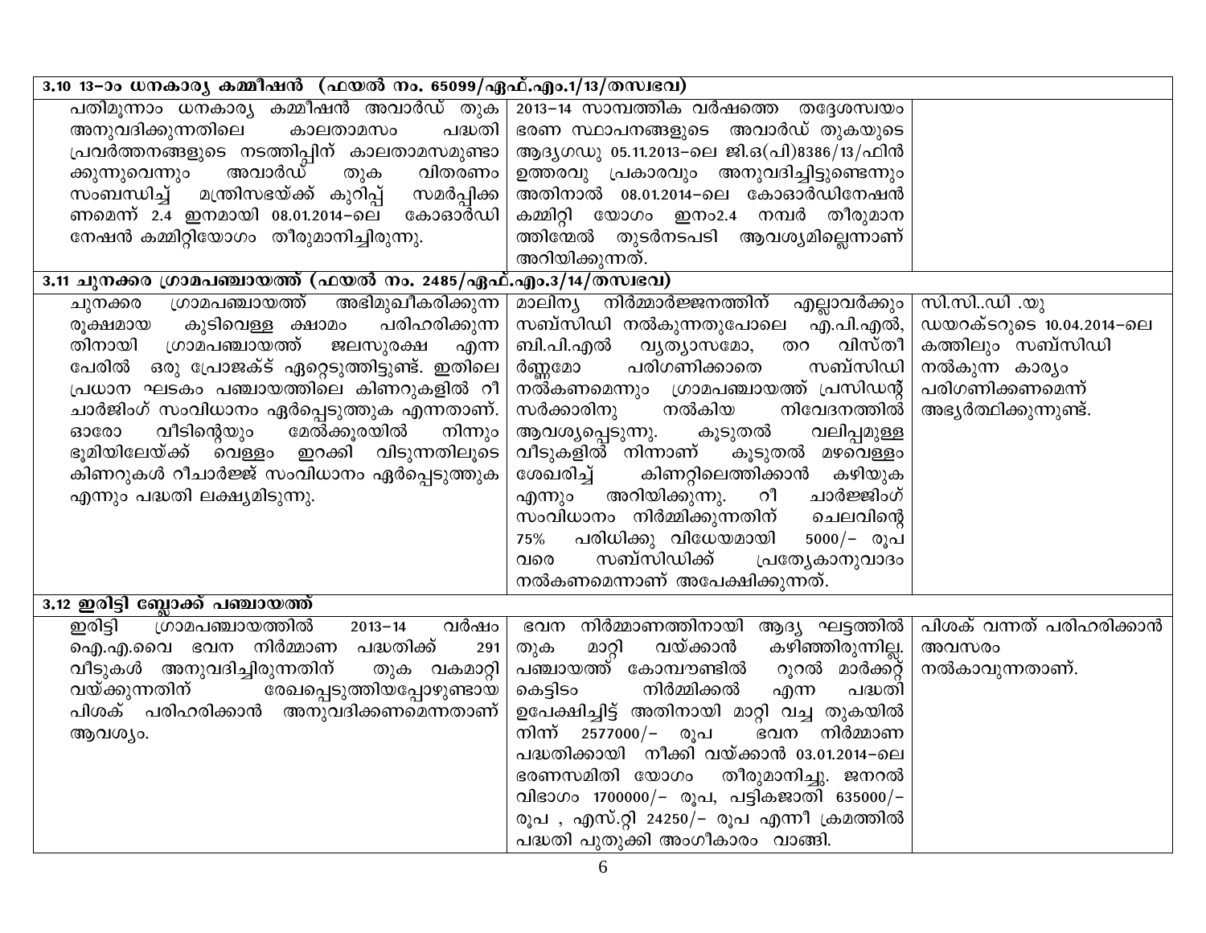| | | |
|---|---|---|
| **3.10 13-ാം ധനകാര്യ കമ്മീഷൻ (ഫയൽ നം. 65099/ഏഫ്.എം.1/13/തസ്വഭവ)** | | |
| പതിമൂന്നാം ധനകാര്യ കമ്മീഷൻ അവാർഡ് തുക അനുവദിക്കുന്നതിലെ കാലതാമസം പദ്ധതി പ്രവർത്തനങ്ങളുടെ നടത്തിപ്പിന് കാലതാമസമുണ്ടാക്കുന്നുവെന്നും അവാർഡ് തുക വിതരണം സംബന്ധിച്ച് മന്ത്രിസഭയ്ക്ക് കുറിപ്പ് സമർപ്പിക്കണമെന്ന് 2.4 ഇനമായി 08.01.2014-ലെ കോഓർഡിനേഷൻ കമ്മിറ്റിയോഗം തീരുമാനിച്ചിരുന്നു. | 2013-14 സാമ്പത്തിക വർഷത്തെ തദ്ദേശസ്വയം ഭരണ സ്ഥാപനങ്ങളുടെ അവാർഡ് തുകയുടെ ആദ്യഗഡു 05.11.2013-ലെ ജി.ഒ(പി)8386/13/ഫിൻ ഉത്തരവു പ്രകാരവും അനുവദിച്ചിട്ടുണ്ടെന്നും അതിനാൽ 08.01.2014-ലെ കോഓർഡിനേഷൻ കമ്മിറ്റി യോഗം ഇനം2.4 നമ്പർ തീരുമാനത്തിന്മേൽ തുടർനടപടി ആവശ്യമില്ലെന്നാണ് അറിയിക്കുന്നത്. | |
| **3.11 ചുനക്കര ഗ്രാമപഞ്ചായത്ത് (ഫയൽ നം. 2485/ഏഫ്.എം.3/14/തസ്വഭവ)** | | |
| ചുനക്കര ഗ്രാമപഞ്ചായത്ത് അഭിമുഖീകരിക്കുന്ന രൂക്ഷമായ കുടിവെള്ള ക്ഷാമം പരിഹരിക്കുന്നതിനായി ഗ്രാമപഞ്ചായത്ത് ജലസുരക്ഷ എന്ന പേരിൽ ഒരു പ്രോജക്ട് ഏറ്റെടുത്തിട്ടുണ്ട്. ഇതിലെ പ്രധാന ഘടകം പഞ്ചായത്തിലെ കിണറുകളിൽ റീ ചാർജിംഗ് സംവിധാനം ഏർപ്പെടുത്തുക എന്നതാണ്. ഓരോ വീടിന്റെയും മേൽക്കൂരയിൽ നിന്നും ഭൂമിയിലേയ്ക്ക് വെള്ളം ഇറക്കി വിടുന്നതിലൂടെ കിണറുകൾ റീചാർജ്ജ് സംവിധാനം ഏർപ്പെടുത്തുക എന്നും പദ്ധതി ലക്ഷ്യമിടുന്നു. | മാലിന്യ നിർമ്മാർജ്ജനത്തിന് എല്ലാവർക്കും സബ്സിഡി നൽകുന്നതുപോലെ എ.പി.എൽ, ബി.പി.എൽ വ്യത്യാസമോ, തറ വിസ്തീർണ്ണമോ പരിഗണിക്കാതെ സബ്സിഡി നൽകണമെന്നും ഗ്രാമപഞ്ചായത്ത് പ്രസിഡന്റ് സർക്കാരിനു നൽകിയ നിവേദനത്തിൽ ആവശ്യപ്പെടുന്നു. കൂടുതൽ വലിപ്പമുള്ള വീടുകളിൽ നിന്നാണ് കൂടുതൽ മഴവെള്ളം ശേഖരിച്ച് കിണറ്റിലെത്തിക്കാൻ കഴിയുക എന്നും അറിയിക്കുന്നു. റീ ചാർജ്ജിംഗ് സംവിധാനം നിർമ്മിക്കുന്നതിന് ചെലവിന്റെ 75% പരിധിക്കു വിധേയമായി 5000/- രൂപ വരെ സബ്സിഡിക്ക് പ്രത്യേകാനുവാദം നൽകണമെന്നാണ് അപേക്ഷിക്കുന്നത്. | സി.സി..ഡി .യു ഡയറക്ടറുടെ 10.04.2014-ലെ കത്തിലും സബ്സിഡി നൽകുന്ന കാര്യം പരിഗണിക്കണമെന്ന് അഭ്യർത്ഥിക്കുന്നുണ്ട്. |
| **3.12 ഇരിട്ടി ബ്ലോക്ക് പഞ്ചായത്ത്** | | |
| ഇരിട്ടി ഗ്രാമപഞ്ചായത്തിൽ 2013-14 വർഷം ഐ.എ.വൈ ഭവന നിർമ്മാണ പദ്ധതിക്ക് 291 വീടുകൾ അനുവദിച്ചിരുന്നതിന് തുക വകമാറ്റി വയ്ക്കുന്നതിന് രേഖപ്പെടുത്തിയപ്പോഴുണ്ടായ പിശക് പരിഹരിക്കാൻ അനുവദിക്കണമെന്നതാണ് ആവശ്യം. | ഭവന നിർമ്മാണത്തിനായി ആദ്യ ഘട്ടത്തിൽ തുക മാറ്റി വയ്ക്കാൻ കഴിഞ്ഞിരുന്നില്ല. പഞ്ചായത്ത് കോമ്പൗണ്ടിൽ റൂറൽ മാർക്കറ്റ് കെട്ടിടം നിർമ്മിക്കൽ എന്ന പദ്ധതി ഉപേക്ഷിച്ചിട്ട് അതിനായി മാറ്റി വച്ച തുകയിൽ നിന്ന് 2577000/- രൂപ ഭവന നിർമ്മാണ പദ്ധതിക്കായി നീക്കി വയ്ക്കാൻ 03.01.2014-ലെ ഭരണസമിതി യോഗം തീരുമാനിച്ചു. ജനറൽ വിഭാഗം 1700000/- രൂപ, പട്ടികജാതി 635000/- രൂപ , എസ്.റ്റി 24250/- രൂപ എന്നീ ക്രമത്തിൽ പദ്ധതി പുതുക്കി അംഗീകാരം വാങ്ങി. | പിശക് വന്നത് പരിഹരിക്കാൻ അവസരം നൽകാവുന്നതാണ്. |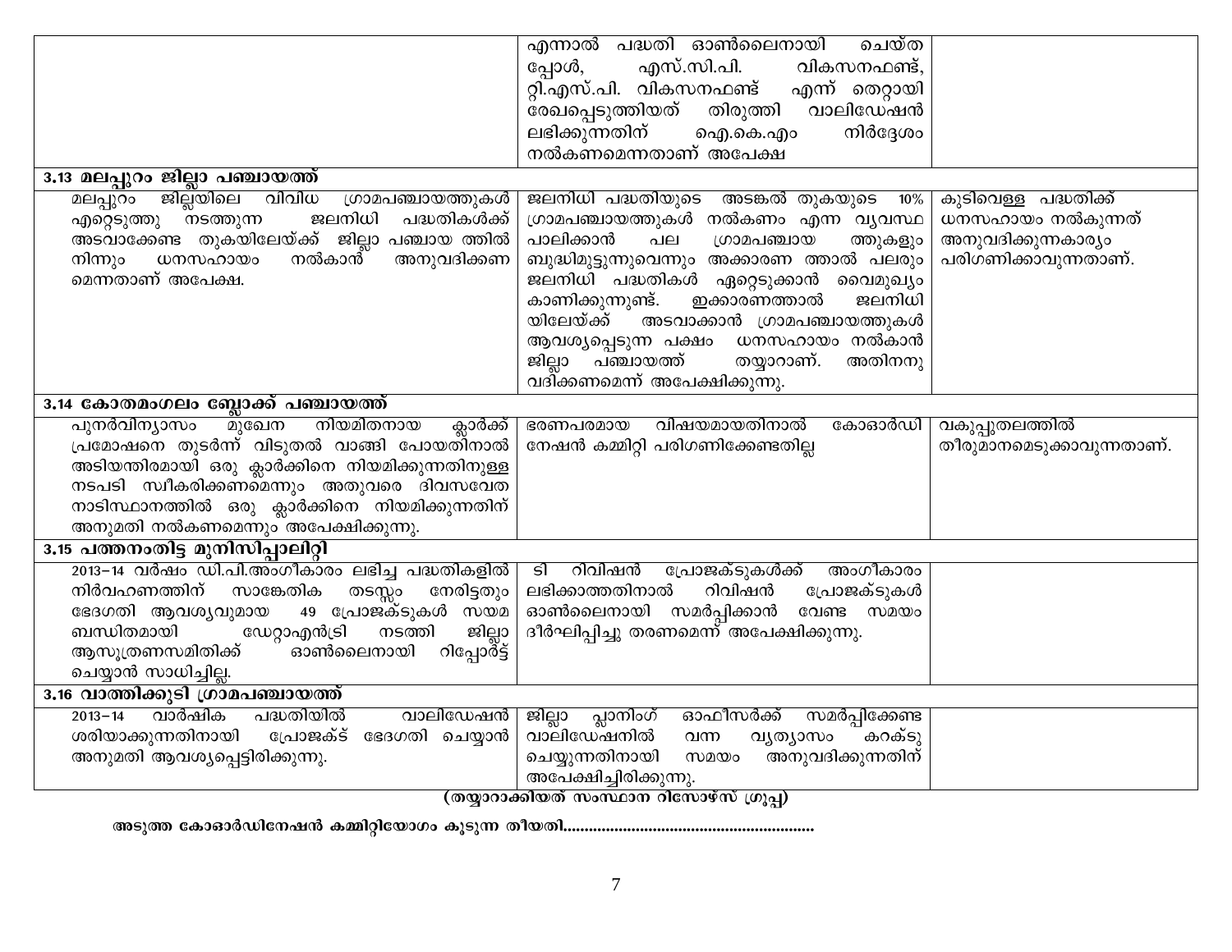| | | |
|---|---|---|
| | എന്നാൽ പദ്ധതി ഓൺലൈനായി ചെയ്ത പ്പോൾ, എസ്.സി.പി. വികസനഫണ്ട്, റ്റി.എസ്.പി. വികസനഫണ്ട് എന്ന് തെറ്റായി രേഖപ്പെടുത്തിയത് തിരുത്തി വാലിഡേഷൻ ലഭിക്കുന്നതിന് ഐ.കെ.എം നിർദ്ദേശം നൽകണമെന്നതാണ് അപേക്ഷ | |
| **3.13 മലപ്പുറം ജില്ലാ പഞ്ചായത്ത്** | | |
| മലപ്പുറം ജില്ലയിലെ വിവിധ ഗ്രാമപഞ്ചായത്തുകൾ എറ്റെടുത്തു നടത്തുന്ന ജലനിധി പദ്ധതികൾക്ക് അടവാക്കേണ്ട തുകയിലേയ്ക്ക് ജില്ലാ പഞ്ചായ ത്തിൽ നിന്നും ധനസഹായം നൽകാൻ അനുവദിക്കണ മെന്നതാണ് അപേക്ഷ. | ജലനിധി പദ്ധതിയുടെ അടങ്കൽ തുകയുടെ 10% ഗ്രാമപഞ്ചായത്തുകൾ നൽകണം എന്ന വ്യവസ്ഥ പാലിക്കാൻ പല ഗ്രാമപഞ്ചായ ത്തുകളും ബുദ്ധിമുട്ടുന്നുവെന്നും അക്കാരണ ത്താൽ പലരും ജലനിധി പദ്ധതികൾ ഏറ്റെടുക്കാൻ വൈമുഖ്യം കാണിക്കുന്നുണ്ട്. ഇക്കാരണത്താൽ ജലനിധി യിലേയ്ക്ക് അടവാക്കാൻ ഗ്രാമപഞ്ചായത്തുകൾ ആവശ്യപ്പെടുന്ന പക്ഷം ധനസഹായം നൽകാൻ ജില്ലാ പഞ്ചായത്ത് തയ്യാറാണ്. അതിനനു വദിക്കണമെന്ന് അപേക്ഷിക്കുന്നു. | കുടിവെള്ള പദ്ധതിക്ക് ധനസഹായം നൽകുന്നത് അനുവദിക്കുന്നകാര്യം പരിഗണിക്കാവുന്നതാണ്. |
| **3.14 കോതമംഗലം ബ്ലോക്ക് പഞ്ചായത്ത്** | | |
| പുനർവിന്യാസം മുഖേന നിയമിതനായ ക്ലാർക്ക് പ്രമോഷനെ തുടർന്ന് വിടുതൽ വാങ്ങി പോയതിനാൽ അടിയന്തിരമായി ഒരു ക്ലാർക്കിനെ നിയമിക്കുന്നതിനുള്ള നടപടി സ്വീകരിക്കണമെന്നും അതുവരെ ദിവസവേത നാടിസ്ഥാനത്തിൽ ഒരു ക്ലാർക്കിനെ നിയമിക്കുന്നതിന് അനുമതി നൽകണമെന്നും അപേക്ഷിക്കുന്നു. | ഭരണപരമായ വിഷയമായതിനാൽ കോഓർഡി നേഷൻ കമ്മിറ്റി പരിഗണിക്കേണ്ടതില്ല | വകുപ്പുതലത്തിൽ തീരുമാനമെടുക്കാവുന്നതാണ്. |
| **3.15 പത്തനംതിട്ട മുനിസിപ്പാലിറ്റി** | | |
| 2013–14 വർഷം ഡി.പി.അംഗീകാരം ലഭിച്ച പദ്ധതികളിൽ നിർവഹണത്തിന് സാങ്കേതിക തടസ്സം നേരിട്ടതും ഭേദഗതി ആവശ്യവുമായ 49 പ്രോജക്ടുകൾ സമയ ബന്ധിതമായി ഡേറ്റാഎൻട്രി നടത്തി ജില്ലാ ആസൂത്രണസമിതിക്ക് ഓൺലൈനായി റിപ്പോർട്ട് ചെയ്യാൻ സാധിച്ചില്ല. | ടി റിവിഷൻ പ്രോജക്ടുകൾക്ക് അംഗീകാരം ലഭിക്കാത്തതിനാൽ റിവിഷൻ പ്രോജക്ടുകൾ ഓൺലൈനായി സമർപ്പിക്കാൻ വേണ്ട സമയം ദീർഘിപ്പിച്ചു തരണമെന്ന് അപേക്ഷിക്കുന്നു. | |
| **3.16 വാത്തിക്കുടി ഗ്രാമപഞ്ചായത്ത്** | | |
| 2013–14 വാർഷിക പദ്ധതിയിൽ വാലിഡേഷൻ ശരിയാക്കുന്നതിനായി പ്രോജക്ട് ഭേദഗതി ചെയ്യാൻ അനുമതി ആവശ്യപ്പെട്ടിരിക്കുന്നു. | ജില്ലാ പ്ലാനിംഗ് ഓഫീസർക്ക് സമർപ്പിക്കേണ്ട വാലിഡേഷനിൽ വന്ന വ്യത്യാസം കറക്ടു ചെയ്യുന്നതിനായി സമയം അനുവദിക്കുന്നതിന് അപേക്ഷിച്ചിരിക്കുന്നു. | |

**(തയ്യാറാക്കിയത് സംസ്ഥാന റിസോഴ്സ് ഗ്രൂപ്പ്)**

**അടുത്ത കോഓർഡിനേഷൻ കമ്മിറ്റിയോഗം കൂടുന്ന തീയതി..........................................................**